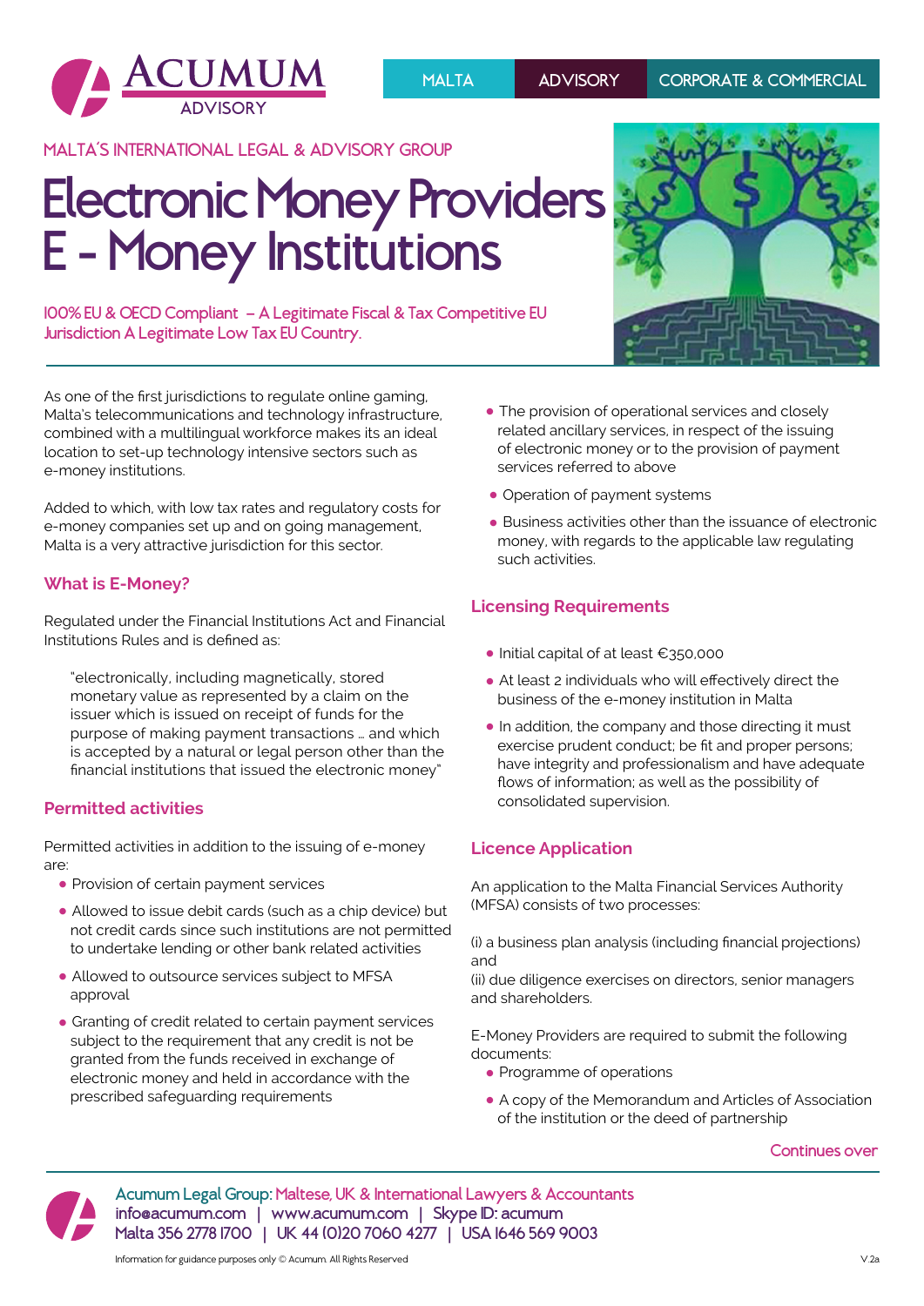MALTA | ADVISORY | CORPORATE & COMMERCIAL

MALTA´S INTERNATIONAL LEGAL & ADVISORY GROUP

# Electronic Money Providers E - Money Institutions

100% EU & OECD Compliant – A Legitimate Fiscal & Tax Competitive EU Jurisdiction A Legitimate Low Tax EU Country.

As one of the first jurisdictions to regulate online gaming, Malta's telecommunications and technology infrastructure, combined with a multilingual workforce makes its an ideal location to set-up technology intensive sectors such as e-money institutions.

Added to which, with low tax rates and regulatory costs for e-money companies set up and on going management, Malta is a very attractive jurisdiction for this sector.

## What is E-Money?

Regulated under the Financial Institutions Act and Financial Institutions Rules and is defined as:

> "electronically, including magnetically, stored monetary value as represented by a claim on the issuer which is issued on receipt of funds for the purpose of making payment transactions … and which is accepted by a natural or legal person other than the financial institutions that issued the electronic money"

## Permitted activities

Permitted activities in addition to the issuing of e-money are:

- Provision of certain payment services
- Allowed to issue debit cards (such as a chip device) but not credit cards since such institutions are not permitted to undertake lending or other bank related activities
- Allowed to outsource services subject to MFSA approval
- Granting of credit related to certain payment services subject to the requirement that any credit is not be granted from the funds received in exchange of electronic money and held in accordance with the prescribed safeguarding requirements
- The provision of operational services and closely related ancillary services, in respect of the issuing of electronic money or to the provision of payment services referred to above
- Operation of payment systems
- Business activities other than the issuance of electronic money, with regards to the applicable law regulating such activities.

## Licensing Requirements

- Initial capital of at least €350,000
- At least 2 individuals who will effectively direct the business of the e-money institution in Malta
- In addition, the company and those directing it must exercise prudent conduct; be fit and proper persons; have integrity and professionalism and have adequate flows of information; as well as the possibility of consolidated supervision.

## Licence Application

An application to the Malta Financial Services Authority (MFSA) consists of two processes:

(i) a business plan analysis (including financial projections) and
(ii) due diligence exercises on directors, senior managers and shareholders.

E-Money Providers are required to submit the following documents:

- Programme of operations
- A copy of the Memorandum and Articles of Association of the institution or the deed of partnership

Continues over

Acumum Legal Group: Maltese, UK & International Lawyers & Accountants
info@acumum.com | www.acumum.com | Skype ID: acumum
Malta 356 2778 1700 | UK 44 (0)20 7060 4277 | USA 1646 569 9003

Information for guidance purposes only © Acumum. All Rights Reserved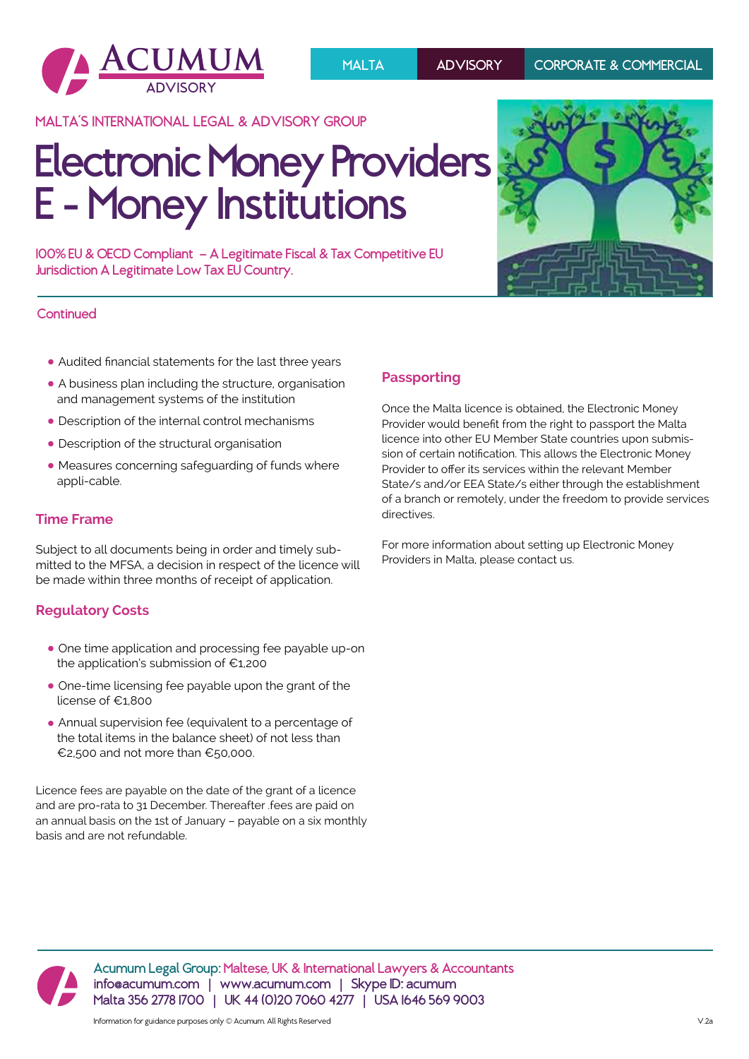MALTA | ADVISORY | CORPORATE & COMMERCIAL

MALTA'S INTERNATIONAL LEGAL & ADVISORY GROUP

# Electronic Money Providers E - Money Institutions

100% EU & OECD Compliant – A Legitimate Fiscal & Tax Competitive EU Jurisdiction A Legitimate Low Tax EU Country.

Continued

- Audited financial statements for the last three years
- A business plan including the structure, organisation and management systems of the institution
- Description of the internal control mechanisms
- Description of the structural organisation
- Measures concerning safeguarding of funds where appli-cable.

## Time Frame

Subject to all documents being in order and timely sub-mitted to the MFSA, a decision in respect of the licence will be made within three months of receipt of application.

## Regulatory Costs

- One time application and processing fee payable up-on the application's submission of €1,200
- One-time licensing fee payable upon the grant of the license of €1,800
- Annual supervision fee (equivalent to a percentage of the total items in the balance sheet) of not less than €2,500 and not more than €50,000.

Licence fees are payable on the date of the grant of a licence and are pro-rata to 31 December. Thereafter .fees are paid on an annual basis on the 1st of January – payable on a six monthly basis and are not refundable.

## Passporting

Once the Malta licence is obtained, the Electronic Money Provider would benefit from the right to passport the Malta licence into other EU Member State countries upon submis-sion of certain notification. This allows the Electronic Money Provider to offer its services within the relevant Member State/s and/or EEA State/s either through the establishment of a branch or remotely, under the freedom to provide services directives.

For more information about setting up Electronic Money Providers in Malta, please contact us.

Acumum Legal Group: Maltese, UK & International Lawyers & Accountants
info@acumum.com | www.acumum.com | Skype ID: acumum
Malta 356 2778 1700 | UK 44 (0)20 7060 4277 | USA 1646 569 9003

Information for guidance purposes only © Acumum. All Rights Reserved